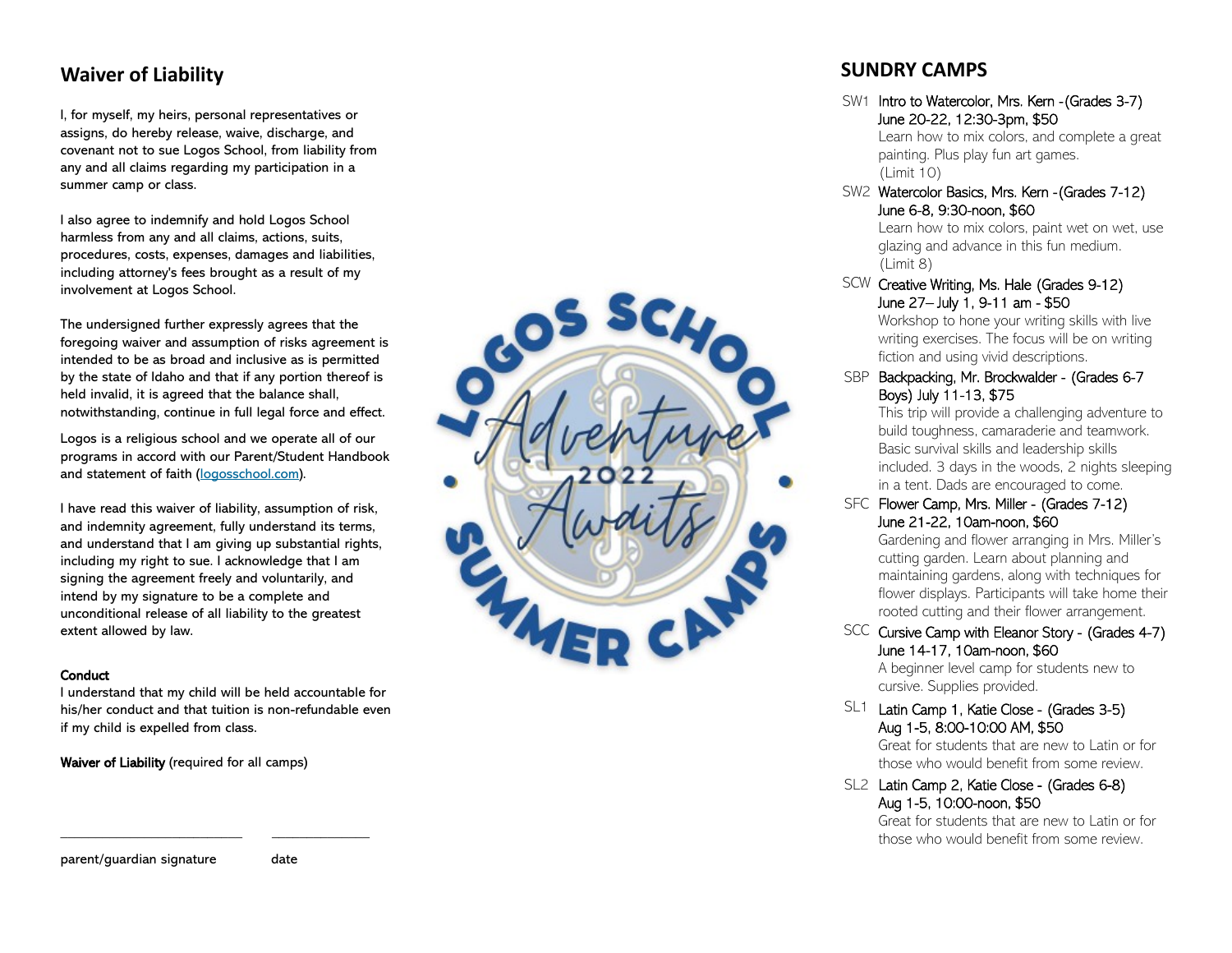## Waiver of Liability

I, for myself, my heirs, personal representatives or assigns, do hereby release, waive, discharge, and covenant not to sue Logos School, from liability from any and all claims regarding my participation in a summer camp or class.

I also agree to indemnify and hold Logos School harmless from any and all claims, actions, suits, procedures, costs, expenses, damages and liabilities, including attorney's fees brought as a result of my involvement at Logos School.

The undersigned further expressly agrees that the foregoing waiver and assumption of risks agreement is intended to be as broad and inclusive as is permitted by the state of Idaho and that if any portion thereof is held invalid, it is agreed that the balance shall, notwithstanding, continue in full legal force and effect.

Logos is a religious school and we operate all of our programs in accord with our Parent/Student Handbook and statement of faith (logosschool.com).

I have read this waiver of liability, assumption of risk, and indemnity agreement, fully understand its terms, and understand that I am giving up substantial rights, including my right to sue. I acknowledge that I am signing the agreement freely and voluntarily, and intend by my signature to be a complete and unconditional release of all liability to the greatest extent allowed by law.

**Conduct**
I understand that my child will be held accountable for his/her conduct and that tuition is non-refundable even if my child is expelled from class.

**Waiver of Liability** (required for all camps)

\_\_\_\_\_\_\_\_\_\_\_\_\_\_\_\_\_\_\_\_\_\_\_\_\_\_ \_\_\_\_\_\_\_\_\_\_\_\_\_\_

parent/guardian signature date

LOGOS SCHOOL Adventure Awaits 2022 SUMMER CAMPS

## SUNDRY CAMPS

SW1 Intro to Watercolor, Mrs. Kern -(Grades 3-7)
June 20-22, 12:30-3pm, $50
Learn how to mix colors, and complete a great painting. Plus play fun art games.
(Limit 10)

SW2 Watercolor Basics, Mrs. Kern -(Grades 7-12)
June 6-8, 9:30-noon, $60
Learn how to mix colors, paint wet on wet, use glazing and advance in this fun medium.
(Limit 8)

SCW Creative Writing, Ms. Hale (Grades 9-12)
June 27– July 1, 9-11 am - $50
Workshop to hone your writing skills with live writing exercises. The focus will be on writing fiction and using vivid descriptions.

SBP Backpacking, Mr. Brockwalder - (Grades 6-7 Boys) July 11-13, $75
This trip will provide a challenging adventure to build toughness, camaraderie and teamwork. Basic survival skills and leadership skills included. 3 days in the woods, 2 nights sleeping in a tent. Dads are encouraged to come.

SFC Flower Camp, Mrs. Miller - (Grades 7-12)
June 21-22, 10am-noon, $60
Gardening and flower arranging in Mrs. Miller's cutting garden. Learn about planning and maintaining gardens, along with techniques for flower displays. Participants will take home their rooted cutting and their flower arrangement.

SCC Cursive Camp with Eleanor Story - (Grades 4-7)
June 14-17, 10am-noon, $60
A beginner level camp for students new to cursive. Supplies provided.

SL1 Latin Camp 1, Katie Close - (Grades 3-5)
Aug 1-5, 8:00-10:00 AM, $50
Great for students that are new to Latin or for those who would benefit from some review.

SL2 Latin Camp 2, Katie Close - (Grades 6-8)
Aug 1-5, 10:00-noon, $50
Great for students that are new to Latin or for those who would benefit from some review.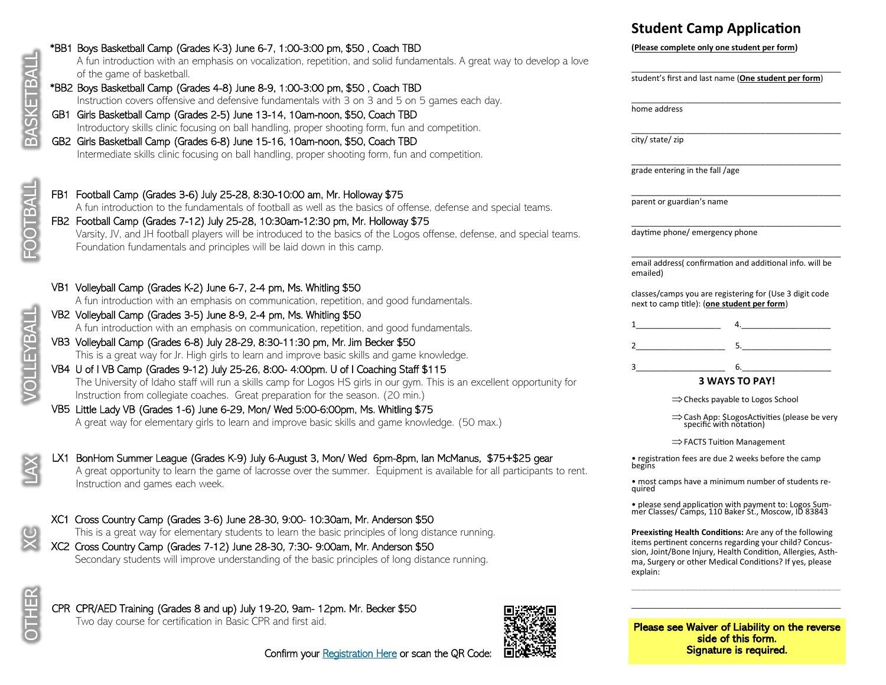## BASKETBALL

*BB1 Boys Basketball Camp (Grades K-3) June 6-7, 1:00-3:00 pm, $50 , Coach TBD
A fun introduction with an emphasis on vocalization, repetition, and solid fundamentals. A great way to develop a love of the game of basketball.

*BB2 Boys Basketball Camp (Grades 4-8) June 8-9, 1:00-3:00 pm, $50 , Coach TBD
Instruction covers offensive and defensive fundamentals with 3 on 3 and 5 on 5 games each day.

GB1 Girls Basketball Camp (Grades 2-5) June 13-14, 10am-noon, $50, Coach TBD
Introductory skills clinic focusing on ball handling, proper shooting form, fun and competition.

GB2 Girls Basketball Camp (Grades 6-8) June 15-16, 10am-noon, $50, Coach TBD
Intermediate skills clinic focusing on ball handling, proper shooting form, fun and competition.

## FOOTBALL

FB1 Football Camp (Grades 3-6) July 25-28, 8:30-10:00 am, Mr. Holloway $75
A fun introduction to the fundamentals of football as well as the basics of offense, defense and special teams.

FB2 Football Camp (Grades 7-12) July 25-28, 10:30am-12:30 pm, Mr. Holloway $75
Varsity, JV, and JH football players will be introduced to the basics of the Logos offense, defense, and special teams. Foundation fundamentals and principles will be laid down in this camp.

## VOLLEYBALL

VB1 Volleyball Camp (Grades K-2) June 6-7, 2-4 pm, Ms. Whitling $50
A fun introduction with an emphasis on communication, repetition, and good fundamentals.

VB2 Volleyball Camp (Grades 3-5) June 8-9, 2-4 pm, Ms. Whitling $50
A fun introduction with an emphasis on communication, repetition, and good fundamentals.

VB3 Volleyball Camp (Grades 6-8) July 28-29, 8:30-11:30 pm, Mr. Jim Becker $50
This is a great way for Jr. High girls to learn and improve basic skills and game knowledge.

VB4 U of I VB Camp (Grades 9-12) July 25-26, 8:00- 4:00pm. U of I Coaching Staff $115
The University of Idaho staff will run a skills camp for Logos HS girls in our gym. This is an excellent opportunity for Instruction from collegiate coaches. Great preparation for the season. (20 min.)

VB5 Little Lady VB (Grades 1-6) June 6-29, Mon/ Wed 5:00-6:00pm, Ms. Whitling $75
A great way for elementary girls to learn and improve basic skills and game knowledge. (50 max.)

## LAX

LX1 BonHom Summer League (Grades K-9) July 6-August 3, Mon/ Wed 6pm-8pm, Ian McManus, $75+$25 gear
A great opportunity to learn the game of lacrosse over the summer. Equipment is available for all participants to rent. Instruction and games each week.

## XC

XC1 Cross Country Camp (Grades 3-6) June 28-30, 9:00- 10:30am, Mr. Anderson $50
This is a great way for elementary students to learn the basic principles of long distance running.

XC2 Cross Country Camp (Grades 7-12) June 28-30, 7:30- 9:00am, Mr. Anderson $50
Secondary students will improve understanding of the basic principles of long distance running.

## OTHER

CPR CPR/AED Training (Grades 8 and up) July 19-20, 9am- 12pm. Mr. Becker $50
Two day course for certification in Basic CPR and first aid.

Confirm your Registration Here or scan the QR Code:

# Student Camp Application

**(Please complete only one student per form)**

\_\_\_\_\_\_\_\_\_\_\_\_\_\_\_\_\_\_\_\_\_\_\_\_\_\_\_\_\_\_\_\_\_\_\_\_\_\_\_\_
student's first and last name (**One student per form**)

\_\_\_\_\_\_\_\_\_\_\_\_\_\_\_\_\_\_\_\_\_\_\_\_\_\_\_\_\_\_\_\_\_\_\_\_\_\_\_\_
home address

\_\_\_\_\_\_\_\_\_\_\_\_\_\_\_\_\_\_\_\_\_\_\_\_\_\_\_\_\_\_\_\_\_\_\_\_\_\_\_\_
city/ state/ zip

\_\_\_\_\_\_\_\_\_\_\_\_\_\_\_\_\_\_\_\_\_\_\_\_\_\_\_\_\_\_\_\_\_\_\_\_\_\_\_\_
grade entering in the fall /age

\_\_\_\_\_\_\_\_\_\_\_\_\_\_\_\_\_\_\_\_\_\_\_\_\_\_\_\_\_\_\_\_\_\_\_\_\_\_\_\_
parent or guardian's name

\_\_\_\_\_\_\_\_\_\_\_\_\_\_\_\_\_\_\_\_\_\_\_\_\_\_\_\_\_\_\_\_\_\_\_\_\_\_\_\_
daytime phone/ emergency phone

\_\_\_\_\_\_\_\_\_\_\_\_\_\_\_\_\_\_\_\_\_\_\_\_\_\_\_\_\_\_\_\_\_\_\_\_\_\_\_\_
email address( confirmation and additional info. will be emailed)

classes/camps you are registering for (Use 3 digit code next to camp title): (**one student per form**)

1\_\_\_\_\_\_\_\_\_\_\_\_\_\_\_\_\_\_ 4.\_\_\_\_\_\_\_\_\_\_\_\_\_\_\_\_\_\_

2\_\_\_\_\_\_\_\_\_\_\_\_\_\_\_\_\_\_ 5.\_\_\_\_\_\_\_\_\_\_\_\_\_\_\_\_\_\_

3\_\_\_\_\_\_\_\_\_\_\_\_\_\_\_\_\_\_ 6.\_\_\_\_\_\_\_\_\_\_\_\_\_\_\_\_\_\_

**3 WAYS TO PAY!**

⇒ Checks payable to Logos School

⇒ Cash App: $LogosActivities (please be very specific with notation)

⇒ FACTS Tuition Management

- registration fees are due 2 weeks before the camp begins
- most camps have a minimum number of students required
- please send application with payment to: Logos Summer Classes/ Camps, 110 Baker St., Moscow, ID 83843

**Preexisting Health Conditions:** Are any of the following items pertinent concerns regarding your child? Concussion, Joint/Bone Injury, Health Condition, Allergies, Asthma, Surgery or other Medical Conditions? If yes, please explain:

\_\_\_\_\_\_\_\_\_\_\_\_\_\_\_\_\_\_\_\_\_\_\_\_\_\_\_\_\_\_\_\_\_\_\_\_\_\_\_\_

\_\_\_\_\_\_\_\_\_\_\_\_\_\_\_\_\_\_\_\_\_\_\_\_\_\_\_\_\_\_\_\_\_\_\_\_\_\_\_\_

**Please see Waiver of Liability on the reverse side of this form.**
**Signature is required.**